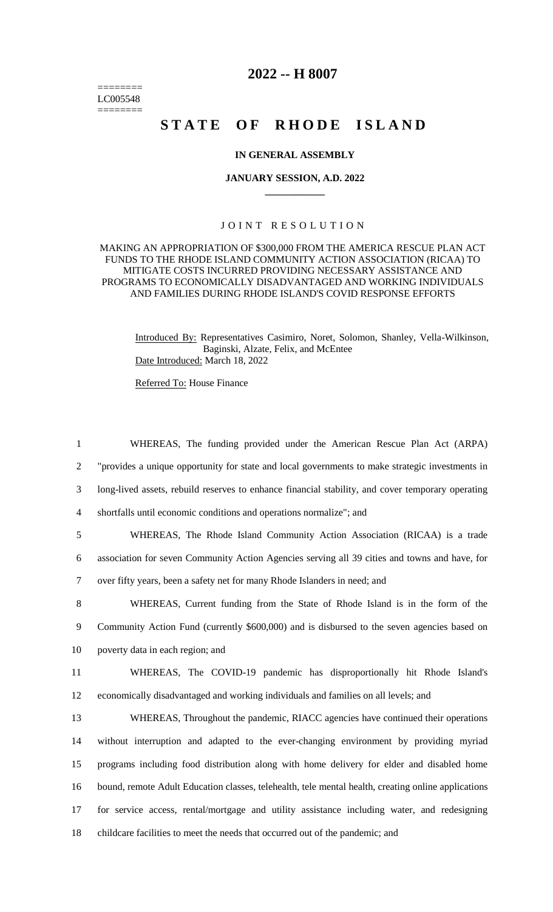========
LC005548
========

# 2022 -- H 8007

# STATE OF RHODE ISLAND

**IN GENERAL ASSEMBLY**

**JANUARY SESSION, A.D. 2022**

---

JOINT RESOLUTION

MAKING AN APPROPRIATION OF $300,000 FROM THE AMERICA RESCUE PLAN ACT FUNDS TO THE RHODE ISLAND COMMUNITY ACTION ASSOCIATION (RICAA) TO MITIGATE COSTS INCURRED PROVIDING NECESSARY ASSISTANCE AND PROGRAMS TO ECONOMICALLY DISADVANTAGED AND WORKING INDIVIDUALS AND FAMILIES DURING RHODE ISLAND'S COVID RESPONSE EFFORTS

Introduced By: Representatives Casimiro, Noret, Solomon, Shanley, Vella-Wilkinson, Baginski, Alzate, Felix, and McEntee

Date Introduced: March 18, 2022

Referred To: House Finance

1 WHEREAS, The funding provided under the American Rescue Plan Act (ARPA)
2 "provides a unique opportunity for state and local governments to make strategic investments in
3 long-lived assets, rebuild reserves to enhance financial stability, and cover temporary operating
4 shortfalls until economic conditions and operations normalize"; and

5 WHEREAS, The Rhode Island Community Action Association (RICAA) is a trade
6 association for seven Community Action Agencies serving all 39 cities and towns and have, for
7 over fifty years, been a safety net for many Rhode Islanders in need; and

8 WHEREAS, Current funding from the State of Rhode Island is in the form of the
9 Community Action Fund (currently $600,000) and is disbursed to the seven agencies based on
10 poverty data in each region; and

11 WHEREAS, The COVID-19 pandemic has disproportionally hit Rhode Island's
12 economically disadvantaged and working individuals and families on all levels; and

13 WHEREAS, Throughout the pandemic, RIACC agencies have continued their operations
14 without interruption and adapted to the ever-changing environment by providing myriad
15 programs including food distribution along with home delivery for elder and disabled home
16 bound, remote Adult Education classes, telehealth, tele mental health, creating online applications
17 for service access, rental/mortgage and utility assistance including water, and redesigning
18 childcare facilities to meet the needs that occurred out of the pandemic; and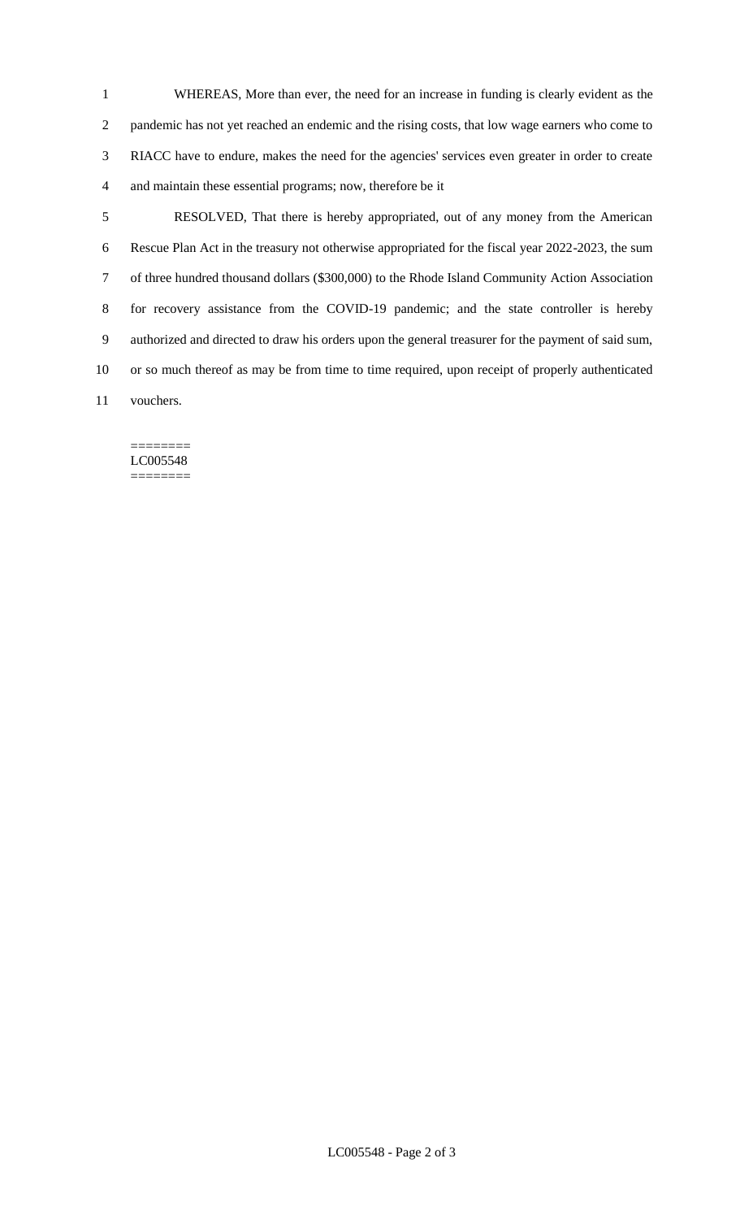WHEREAS, More than ever, the need for an increase in funding is clearly evident as the pandemic has not yet reached an endemic and the rising costs, that low wage earners who come to RIACC have to endure, makes the need for the agencies' services even greater in order to create and maintain these essential programs; now, therefore be it

RESOLVED, That there is hereby appropriated, out of any money from the American Rescue Plan Act in the treasury not otherwise appropriated for the fiscal year 2022-2023, the sum of three hundred thousand dollars ($300,000) to the Rhode Island Community Action Association for recovery assistance from the COVID-19 pandemic; and the state controller is hereby authorized and directed to draw his orders upon the general treasurer for the payment of said sum, or so much thereof as may be from time to time required, upon receipt of properly authenticated vouchers.

========
LC005548
========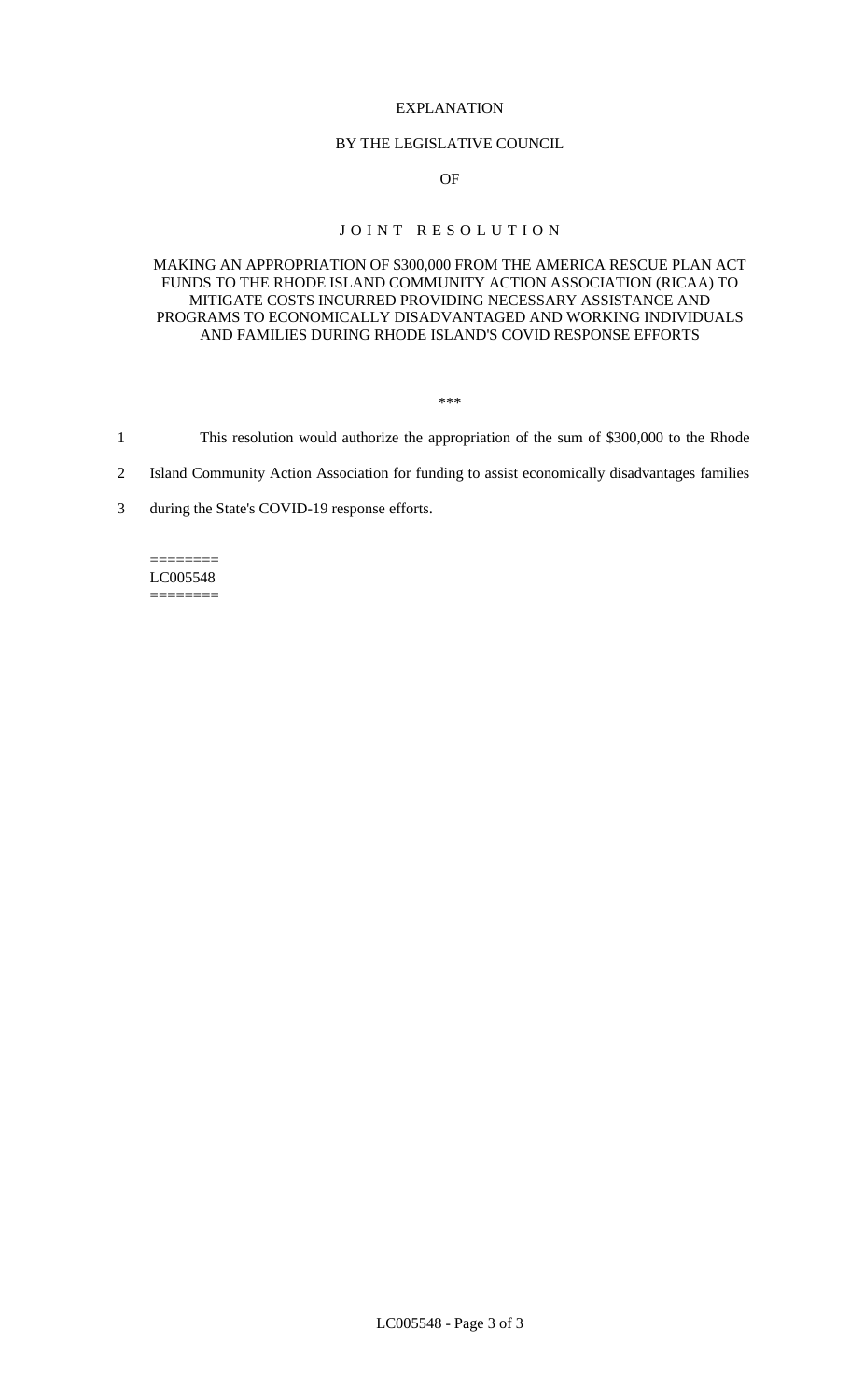EXPLANATION

BY THE LEGISLATIVE COUNCIL

OF

# J O I N T R E S O L U T I O N

MAKING AN APPROPRIATION OF $300,000 FROM THE AMERICA RESCUE PLAN ACT FUNDS TO THE RHODE ISLAND COMMUNITY ACTION ASSOCIATION (RICAA) TO MITIGATE COSTS INCURRED PROVIDING NECESSARY ASSISTANCE AND PROGRAMS TO ECONOMICALLY DISADVANTAGED AND WORKING INDIVIDUALS AND FAMILIES DURING RHODE ISLAND'S COVID RESPONSE EFFORTS

***

1 This resolution would authorize the appropriation of the sum of $300,000 to the Rhode
2 Island Community Action Association for funding to assist economically disadvantages families
3 during the State's COVID-19 response efforts.

========
LC005548
========